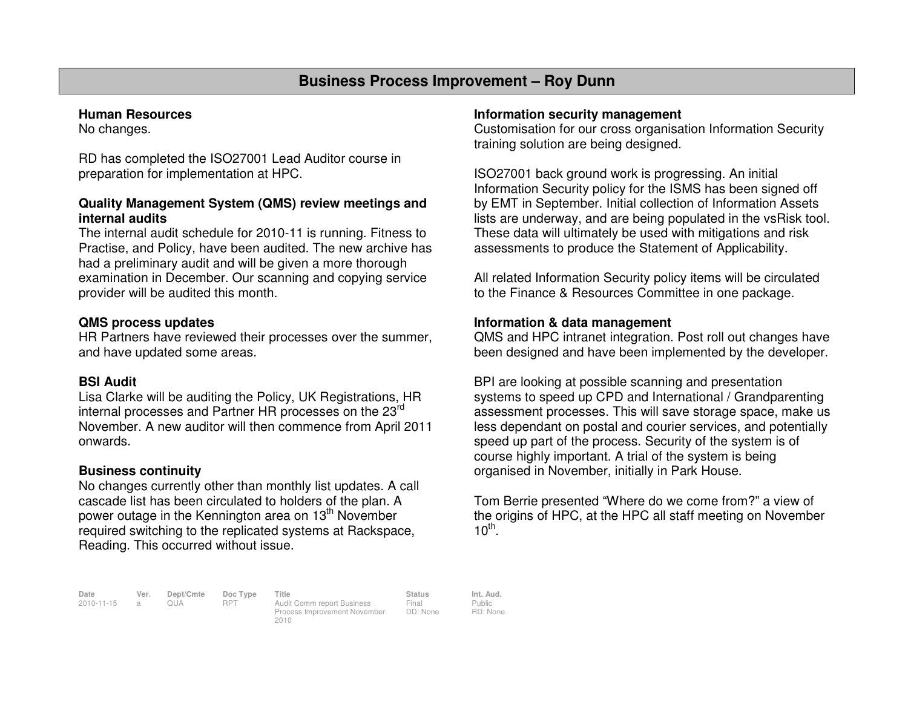# Business Process Improvement – Roy Dunn

**Human Resources**
No changes.

RD has completed the ISO27001 Lead Auditor course in preparation for implementation at HPC.

**Quality Management System (QMS) review meetings and internal audits**
The internal audit schedule for 2010-11 is running. Fitness to Practise, and Policy, have been audited. The new archive has had a preliminary audit and will be given a more thorough examination in December. Our scanning and copying service provider will be audited this month.

**QMS process updates**
HR Partners have reviewed their processes over the summer, and have updated some areas.

**BSI Audit**
Lisa Clarke will be auditing the Policy, UK Registrations, HR internal processes and Partner HR processes on the 23rd November. A new auditor will then commence from April 2011 onwards.

**Business continuity**
No changes currently other than monthly list updates. A call cascade list has been circulated to holders of the plan. A power outage in the Kennington area on 13th November required switching to the replicated systems at Rackspace, Reading. This occurred without issue.

**Information security management**
Customisation for our cross organisation Information Security training solution are being designed.

ISO27001 back ground work is progressing. An initial Information Security policy for the ISMS has been signed off by EMT in September. Initial collection of Information Assets lists are underway, and are being populated in the vsRisk tool. These data will ultimately be used with mitigations and risk assessments to produce the Statement of Applicability.

All related Information Security policy items will be circulated to the Finance & Resources Committee in one package.

**Information & data management**
QMS and HPC intranet integration. Post roll out changes have been designed and have been implemented by the developer.

BPI are looking at possible scanning and presentation systems to speed up CPD and International / Grandparenting assessment processes. This will save storage space, make us less dependant on postal and courier services, and potentially speed up part of the process. Security of the system is of course highly important. A trial of the system is being organised in November, initially in Park House.

Tom Berrie presented “Where do we come from?” a view of the origins of HPC, at the HPC all staff meeting on November 10th.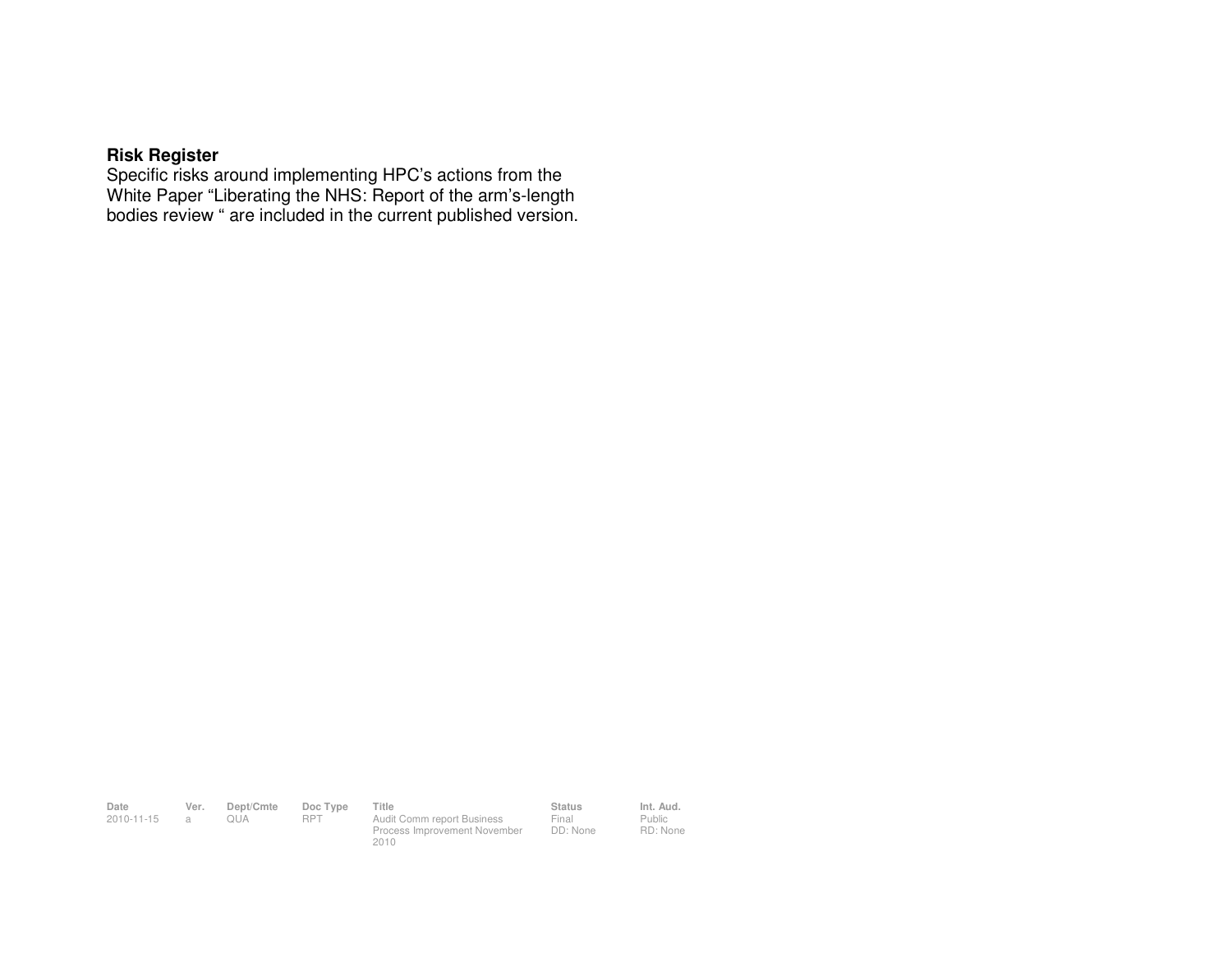**Risk Register**

Specific risks around implementing HPC's actions from the White Paper "Liberating the NHS: Report of the arm's-length bodies review " are included in the current published version.